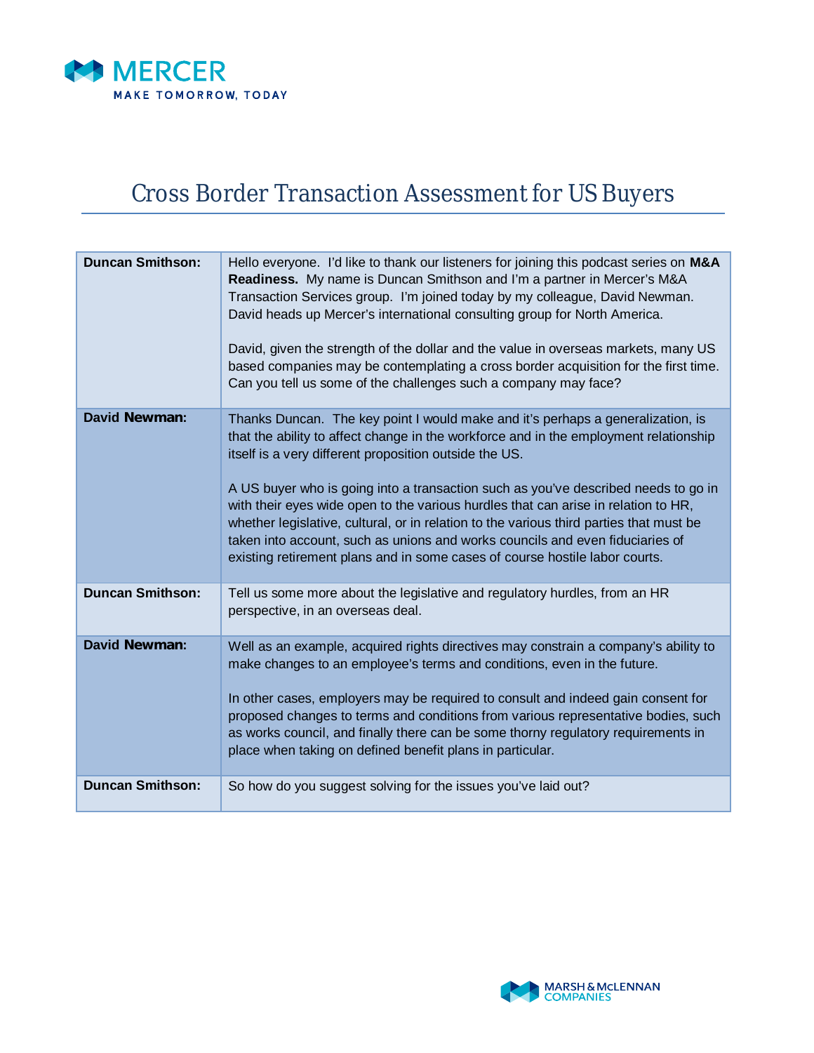# Cross Border Transaction Assessment for US Buyers

| | |
|---|---|
| **Duncan Smithson:** | Hello everyone. I'd like to thank our listeners for joining this podcast series on **M&A Readiness.** My name is Duncan Smithson and I'm a partner in Mercer's M&A Transaction Services group. I'm joined today by my colleague, David Newman. David heads up Mercer's international consulting group for North America.<br><br>David, given the strength of the dollar and the value in overseas markets, many US based companies may be contemplating a cross border acquisition for the first time. Can you tell us some of the challenges such a company may face? |
| **David Newman:** | Thanks Duncan. The key point I would make and it's perhaps a generalization, is that the ability to affect change in the workforce and in the employment relationship itself is a very different proposition outside the US.<br><br>A US buyer who is going into a transaction such as you've described needs to go in with their eyes wide open to the various hurdles that can arise in relation to HR, whether legislative, cultural, or in relation to the various third parties that must be taken into account, such as unions and works councils and even fiduciaries of existing retirement plans and in some cases of course hostile labor courts. |
| **Duncan Smithson:** | Tell us some more about the legislative and regulatory hurdles, from an HR perspective, in an overseas deal. |
| **David Newman:** | Well as an example, acquired rights directives may constrain a company's ability to make changes to an employee's terms and conditions, even in the future.<br><br>In other cases, employers may be required to consult and indeed gain consent for proposed changes to terms and conditions from various representative bodies, such as works council, and finally there can be some thorny regulatory requirements in place when taking on defined benefit plans in particular. |
| **Duncan Smithson:** | So how do you suggest solving for the issues you've laid out? |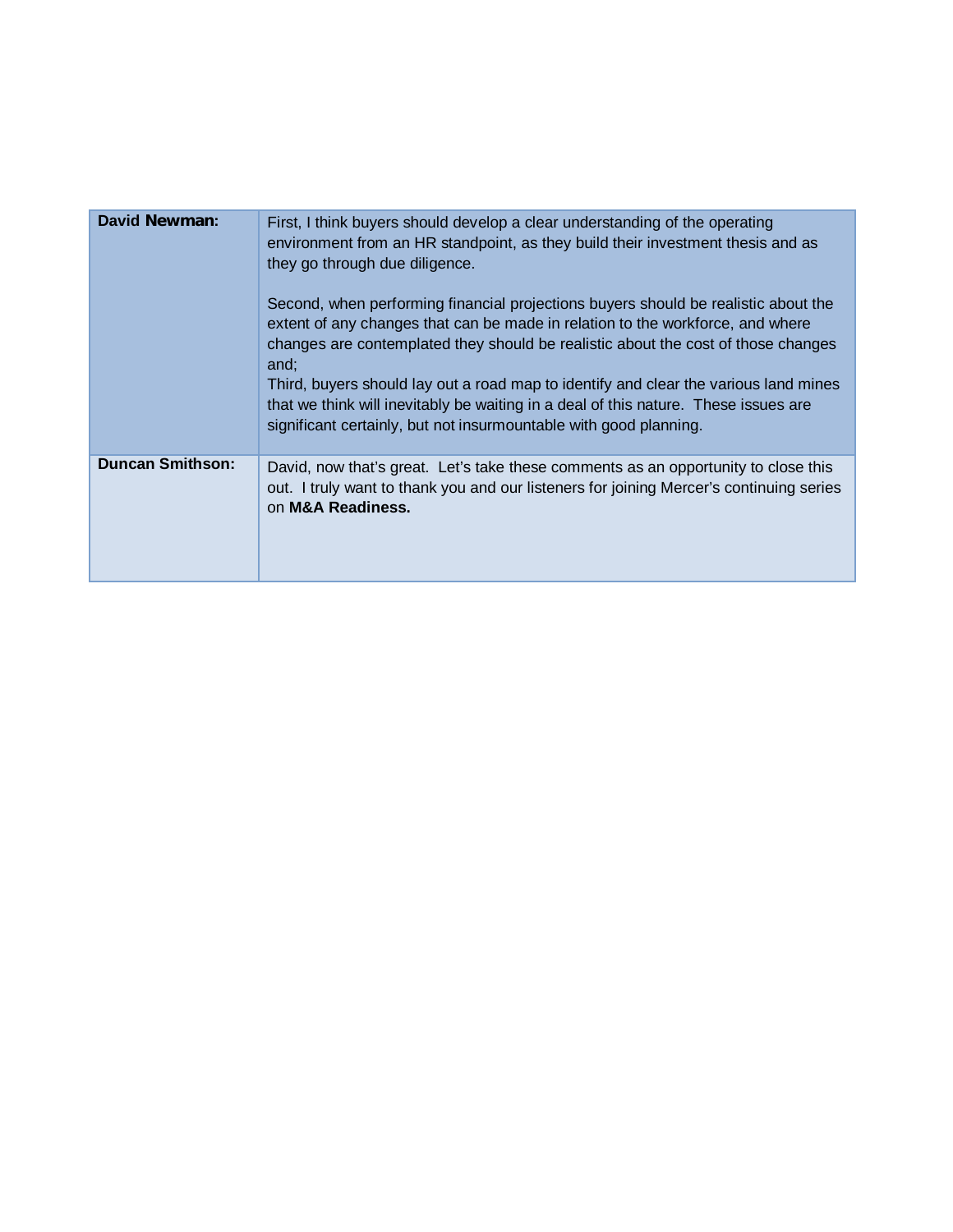| | |
|---|---|
| **David Newman:** | First, I think buyers should develop a clear understanding of the operating environment from an HR standpoint, as they build their investment thesis and as they go through due diligence.<br><br>Second, when performing financial projections buyers should be realistic about the extent of any changes that can be made in relation to the workforce, and where changes are contemplated they should be realistic about the cost of those changes and;<br>Third, buyers should lay out a road map to identify and clear the various land mines that we think will inevitably be waiting in a deal of this nature. These issues are significant certainly, but not insurmountable with good planning. |
| **Duncan Smithson:** | David, now that's great. Let's take these comments as an opportunity to close this out. I truly want to thank you and our listeners for joining Mercer's continuing series on **M&A Readiness.** |